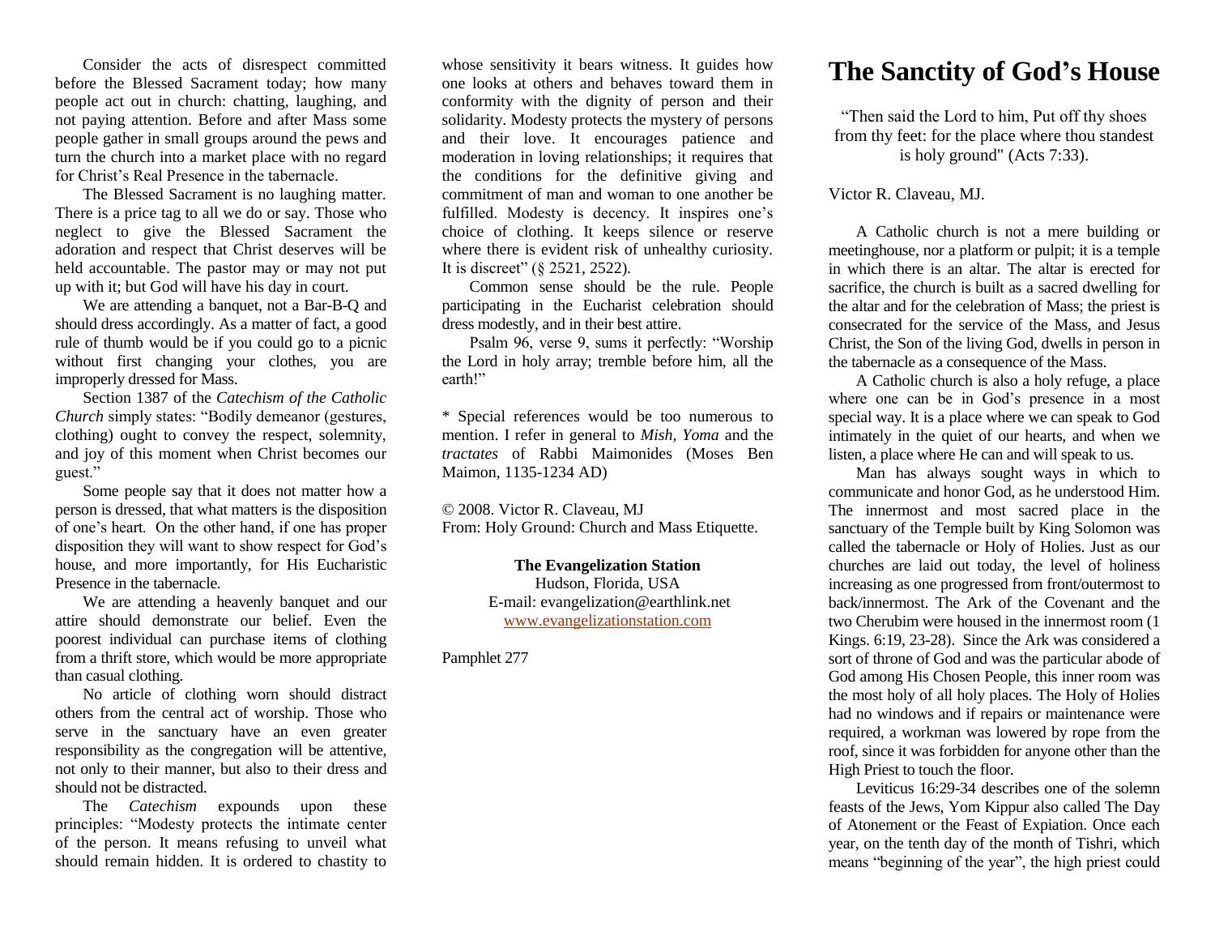Consider the acts of disrespect committed before the Blessed Sacrament today; how many people act out in church: chatting, laughing, and not paying attention. Before and after Mass some people gather in small groups around the pews and turn the church into a market place with no regard for Christ's Real Presence in the tabernacle.

The Blessed Sacrament is no laughing matter. There is a price tag to all we do or say. Those who neglect to give the Blessed Sacrament the adoration and respect that Christ deserves will be held accountable. The pastor may or may not put up with it; but God will have his day in court.

We are attending a banquet, not a Bar-B-Q and should dress accordingly. As a matter of fact, a good rule of thumb would be if you could go to a picnic without first changing your clothes, you are improperly dressed for Mass.

Section 1387 of the *Catechism of the Catholic Church* simply states: "Bodily demeanor (gestures, clothing) ought to convey the respect, solemnity, and joy of this moment when Christ becomes our guest."

Some people say that it does not matter how a person is dressed, that what matters is the disposition of one's heart. On the other hand, if one has proper disposition they will want to show respect for God's house, and more importantly, for His Eucharistic Presence in the tabernacle.

We are attending a heavenly banquet and our attire should demonstrate our belief. Even the poorest individual can purchase items of clothing from a thrift store, which would be more appropriate than casual clothing.

No article of clothing worn should distract others from the central act of worship. Those who serve in the sanctuary have an even greater responsibility as the congregation will be attentive, not only to their manner, but also to their dress and should not be distracted.

The *Catechism* expounds upon these principles: "Modesty protects the intimate center of the person. It means refusing to unveil what should remain hidden. It is ordered to chastity to whose sensitivity it bears witness. It guides how one looks at others and behaves toward them in conformity with the dignity of person and their solidarity. Modesty protects the mystery of persons and their love. It encourages patience and moderation in loving relationships; it requires that the conditions for the definitive giving and commitment of man and woman to one another be fulfilled. Modesty is decency. It inspires one's choice of clothing. It keeps silence or reserve where there is evident risk of unhealthy curiosity. It is discreet" (§ 2521, 2522).

Common sense should be the rule. People participating in the Eucharist celebration should dress modestly, and in their best attire.

Psalm 96, verse 9, sums it perfectly: "Worship the Lord in holy array; tremble before him, all the earth!"

* Special references would be too numerous to mention. I refer in general to *Mish, Yoma* and the *tractates* of Rabbi Maimonides (Moses Ben Maimon, 1135-1234 AD)

© 2008. Victor R. Claveau, MJ
From: Holy Ground: Church and Mass Etiquette.

**The Evangelization Station**
Hudson, Florida, USA
E-mail: evangelization@earthlink.net
www.evangelizationstation.com

Pamphlet 277

# The Sanctity of God's House

"Then said the Lord to him, Put off thy shoes from thy feet: for the place where thou standest is holy ground" (Acts 7:33).

Victor R. Claveau, MJ.

A Catholic church is not a mere building or meetinghouse, nor a platform or pulpit; it is a temple in which there is an altar. The altar is erected for sacrifice, the church is built as a sacred dwelling for the altar and for the celebration of Mass; the priest is consecrated for the service of the Mass, and Jesus Christ, the Son of the living God, dwells in person in the tabernacle as a consequence of the Mass.

A Catholic church is also a holy refuge, a place where one can be in God's presence in a most special way. It is a place where we can speak to God intimately in the quiet of our hearts, and when we listen, a place where He can and will speak to us.

Man has always sought ways in which to communicate and honor God, as he understood Him. The innermost and most sacred place in the sanctuary of the Temple built by King Solomon was called the tabernacle or Holy of Holies. Just as our churches are laid out today, the level of holiness increasing as one progressed from front/outermost to back/innermost. The Ark of the Covenant and the two Cherubim were housed in the innermost room (1 Kings. 6:19, 23-28). Since the Ark was considered a sort of throne of God and was the particular abode of God among His Chosen People, this inner room was the most holy of all holy places. The Holy of Holies had no windows and if repairs or maintenance were required, a workman was lowered by rope from the roof, since it was forbidden for anyone other than the High Priest to touch the floor.

Leviticus 16:29-34 describes one of the solemn feasts of the Jews, Yom Kippur also called The Day of Atonement or the Feast of Expiation. Once each year, on the tenth day of the month of Tishri, which means "beginning of the year", the high priest could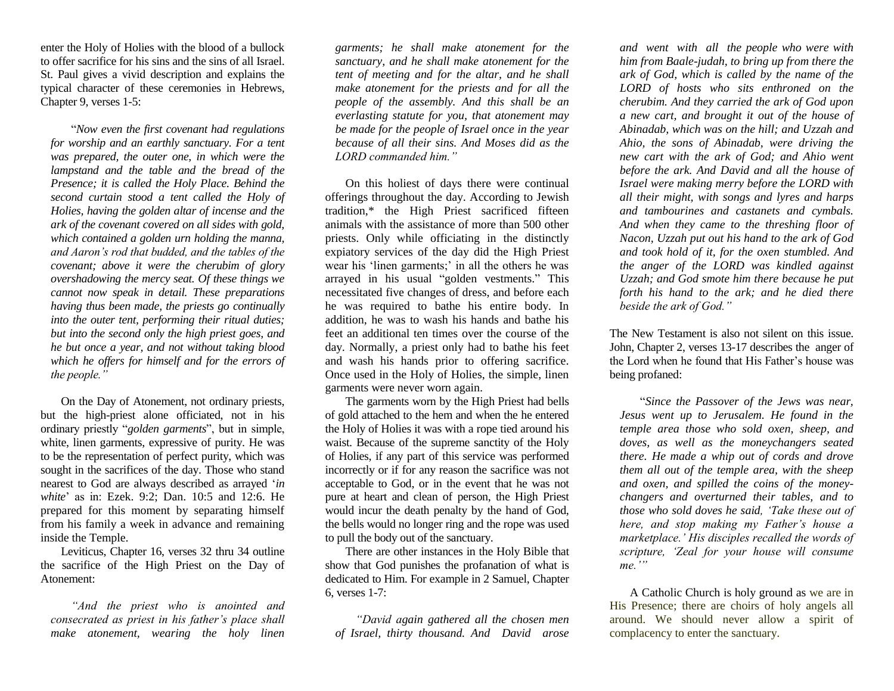enter the Holy of Holies with the blood of a bullock to offer sacrifice for his sins and the sins of all Israel. St. Paul gives a vivid description and explains the typical character of these ceremonies in Hebrews, Chapter 9, verses 1-5:

> "*Now even the first covenant had regulations for worship and an earthly sanctuary. For a tent was prepared, the outer one, in which were the lampstand and the table and the bread of the Presence; it is called the Holy Place. Behind the second curtain stood a tent called the Holy of Holies, having the golden altar of incense and the ark of the covenant covered on all sides with gold, which contained a golden urn holding the manna, and Aaron's rod that budded, and the tables of the covenant; above it were the cherubim of glory overshadowing the mercy seat. Of these things we cannot now speak in detail. These preparations having thus been made, the priests go continually into the outer tent, performing their ritual duties; but into the second only the high priest goes, and he but once a year, and not without taking blood which he offers for himself and for the errors of the people.*"

On the Day of Atonement, not ordinary priests, but the high-priest alone officiated, not in his ordinary priestly "*golden garments*", but in simple, white, linen garments, expressive of purity. He was to be the representation of perfect purity, which was sought in the sacrifices of the day. Those who stand nearest to God are always described as arrayed '*in white*' as in: Ezek. 9:2; Dan. 10:5 and 12:6. He prepared for this moment by separating himself from his family a week in advance and remaining inside the Temple.

Leviticus, Chapter 16, verses 32 thru 34 outline the sacrifice of the High Priest on the Day of Atonement:

> *"And the priest who is anointed and consecrated as priest in his father's place shall make atonement, wearing the holy linen garments; he shall make atonement for the sanctuary, and he shall make atonement for the tent of meeting and for the altar, and he shall make atonement for the priests and for all the people of the assembly. And this shall be an everlasting statute for you, that atonement may be made for the people of Israel once in the year because of all their sins. And Moses did as the LORD commanded him."*

On this holiest of days there were continual offerings throughout the day. According to Jewish tradition,* the High Priest sacrificed fifteen animals with the assistance of more than 500 other priests. Only while officiating in the distinctly expiatory services of the day did the High Priest wear his 'linen garments;' in all the others he was arrayed in his usual "golden vestments." This necessitated five changes of dress, and before each he was required to bathe his entire body. In addition, he was to wash his hands and bathe his feet an additional ten times over the course of the day. Normally, a priest only had to bathe his feet and wash his hands prior to offering sacrifice. Once used in the Holy of Holies, the simple, linen garments were never worn again.

The garments worn by the High Priest had bells of gold attached to the hem and when the he entered the Holy of Holies it was with a rope tied around his waist. Because of the supreme sanctity of the Holy of Holies, if any part of this service was performed incorrectly or if for any reason the sacrifice was not acceptable to God, or in the event that he was not pure at heart and clean of person, the High Priest would incur the death penalty by the hand of God, the bells would no longer ring and the rope was used to pull the body out of the sanctuary.

There are other instances in the Holy Bible that show that God punishes the profanation of what is dedicated to Him. For example in 2 Samuel, Chapter 6, verses 1-7:

> *"David again gathered all the chosen men of Israel, thirty thousand. And David arose and went with all the people who were with him from Baale-judah, to bring up from there the ark of God, which is called by the name of the LORD of hosts who sits enthroned on the cherubim. And they carried the ark of God upon a new cart, and brought it out of the house of Abinadab, which was on the hill; and Uzzah and Ahio, the sons of Abinadab, were driving the new cart with the ark of God; and Ahio went before the ark. And David and all the house of Israel were making merry before the LORD with all their might, with songs and lyres and harps and tambourines and castanets and cymbals. And when they came to the threshing floor of Nacon, Uzzah put out his hand to the ark of God and took hold of it, for the oxen stumbled. And the anger of the LORD was kindled against Uzzah; and God smote him there because he put forth his hand to the ark; and he died there beside the ark of God."*

The New Testament is also not silent on this issue. John, Chapter 2, verses 13-17 describes the anger of the Lord when he found that His Father's house was being profaned:

> "*Since the Passover of the Jews was near, Jesus went up to Jerusalem. He found in the temple area those who sold oxen, sheep, and doves, as well as the moneychangers seated there. He made a whip out of cords and drove them all out of the temple area, with the sheep and oxen, and spilled the coins of the money-changers and overturned their tables, and to those who sold doves he said, 'Take these out of here, and stop making my Father's house a marketplace.' His disciples recalled the words of scripture, 'Zeal for your house will consume me.'*"

A Catholic Church is holy ground as we are in His Presence; there are choirs of holy angels all around. We should never allow a spirit of complacency to enter the sanctuary.